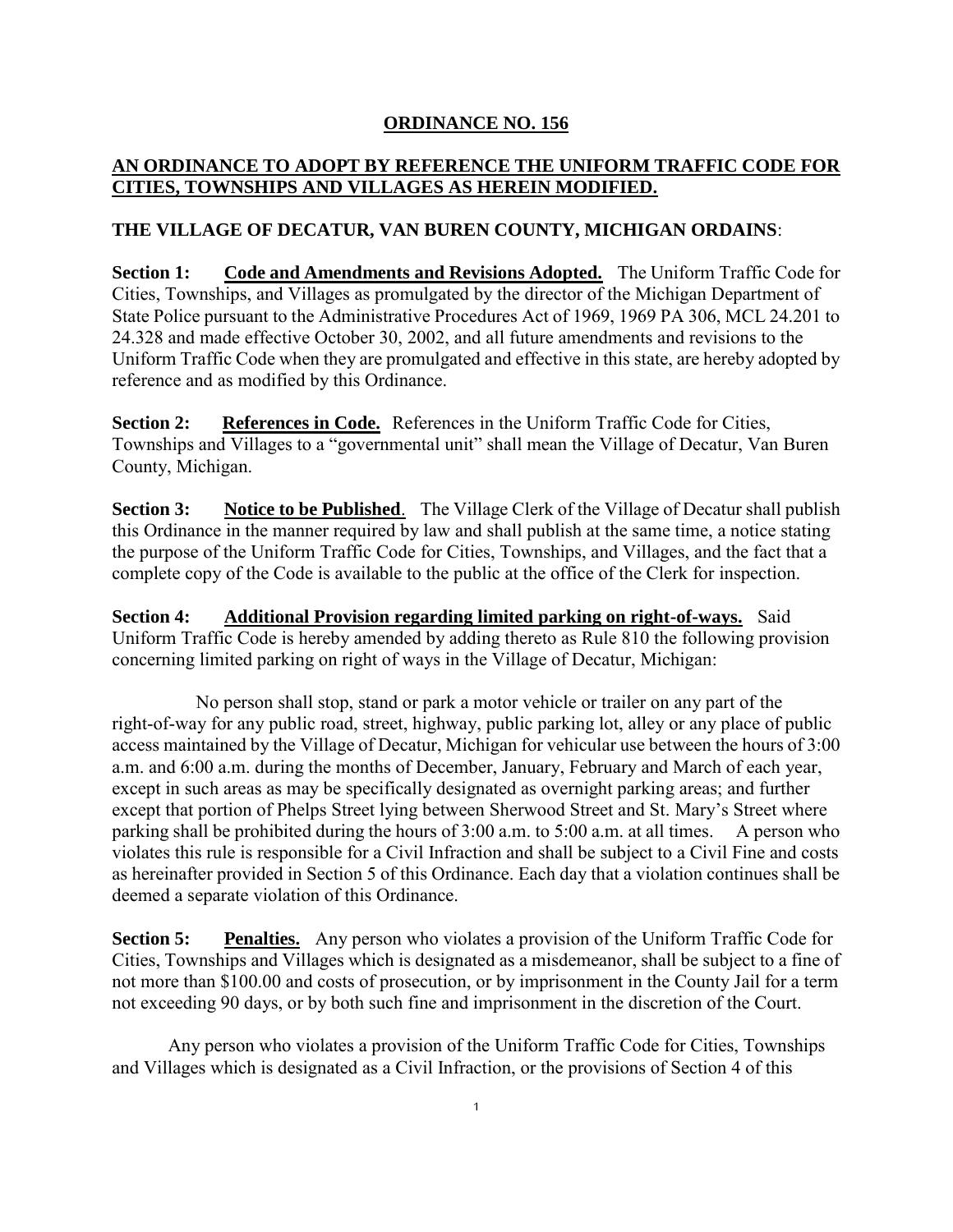# ORDINANCE NO. 156

## AN ORDINANCE TO ADOPT BY REFERENCE THE UNIFORM TRAFFIC CODE FOR CITIES, TOWNSHIPS AND VILLAGES AS HEREIN MODIFIED.

**THE VILLAGE OF DECATUR, VAN BUREN COUNTY, MICHIGAN ORDAINS**:

**Section 1:** **Code and Amendments and Revisions Adopted.** The Uniform Traffic Code for Cities, Townships, and Villages as promulgated by the director of the Michigan Department of State Police pursuant to the Administrative Procedures Act of 1969, 1969 PA 306, MCL 24.201 to 24.328 and made effective October 30, 2002, and all future amendments and revisions to the Uniform Traffic Code when they are promulgated and effective in this state, are hereby adopted by reference and as modified by this Ordinance.

**Section 2:** **References in Code.** References in the Uniform Traffic Code for Cities, Townships and Villages to a "governmental unit" shall mean the Village of Decatur, Van Buren County, Michigan.

**Section 3:** **Notice to be Published**. The Village Clerk of the Village of Decatur shall publish this Ordinance in the manner required by law and shall publish at the same time, a notice stating the purpose of the Uniform Traffic Code for Cities, Townships, and Villages, and the fact that a complete copy of the Code is available to the public at the office of the Clerk for inspection.

**Section 4:** **Additional Provision regarding limited parking on right-of-ways.** Said Uniform Traffic Code is hereby amended by adding thereto as Rule 810 the following provision concerning limited parking on right of ways in the Village of Decatur, Michigan:

No person shall stop, stand or park a motor vehicle or trailer on any part of the right-of-way for any public road, street, highway, public parking lot, alley or any place of public access maintained by the Village of Decatur, Michigan for vehicular use between the hours of 3:00 a.m. and 6:00 a.m. during the months of December, January, February and March of each year, except in such areas as may be specifically designated as overnight parking areas; and further except that portion of Phelps Street lying between Sherwood Street and St. Mary's Street where parking shall be prohibited during the hours of 3:00 a.m. to 5:00 a.m. at all times. A person who violates this rule is responsible for a Civil Infraction and shall be subject to a Civil Fine and costs as hereinafter provided in Section 5 of this Ordinance. Each day that a violation continues shall be deemed a separate violation of this Ordinance.

**Section 5:** **Penalties.** Any person who violates a provision of the Uniform Traffic Code for Cities, Townships and Villages which is designated as a misdemeanor, shall be subject to a fine of not more than $100.00 and costs of prosecution, or by imprisonment in the County Jail for a term not exceeding 90 days, or by both such fine and imprisonment in the discretion of the Court.

Any person who violates a provision of the Uniform Traffic Code for Cities, Townships and Villages which is designated as a Civil Infraction, or the provisions of Section 4 of this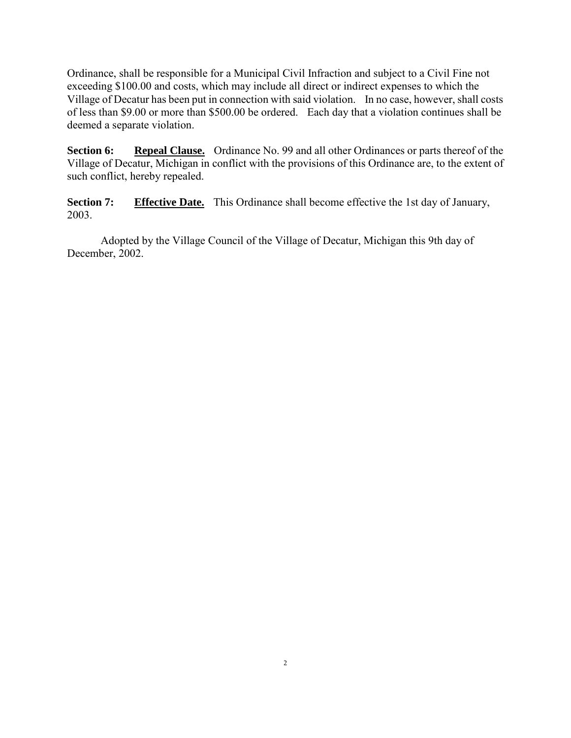Ordinance, shall be responsible for a Municipal Civil Infraction and subject to a Civil Fine not exceeding $100.00 and costs, which may include all direct or indirect expenses to which the Village of Decatur has been put in connection with said violation. In no case, however, shall costs of less than $9.00 or more than $500.00 be ordered. Each day that a violation continues shall be deemed a separate violation.

**Section 6:** **<u>Repeal Clause.</u>** Ordinance No. 99 and all other Ordinances or parts thereof of the Village of Decatur, Michigan in conflict with the provisions of this Ordinance are, to the extent of such conflict, hereby repealed.

**Section 7:** **<u>Effective Date.</u>** This Ordinance shall become effective the 1st day of January, 2003.

Adopted by the Village Council of the Village of Decatur, Michigan this 9th day of December, 2002.